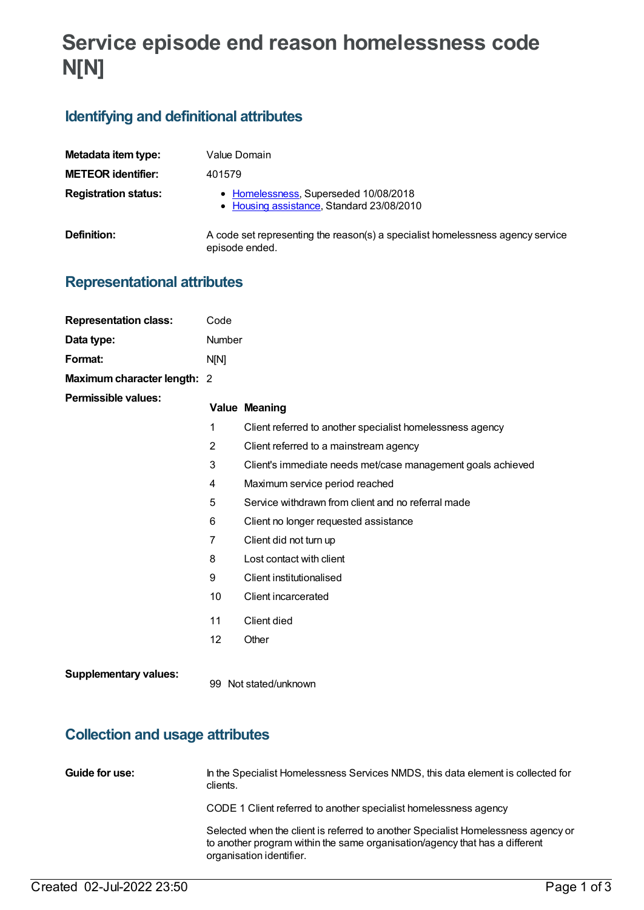# Service episode end reason homelessness code N[N]

## Identifying and definitional attributes

| | |
|---|---|
| **Metadata item type:** | Value Domain |
| **METEOR identifier:** | 401579 |
| **Registration status:** | • Homelessness, Superseded 10/08/2018<br>• Housing assistance, Standard 23/08/2010 |
| **Definition:** | A code set representing the reason(s) a specialist homelessness agency service episode ended. |

## Representational attributes

| | |
|---|---|
| **Representation class:** | Code |
| **Data type:** | Number |
| **Format:** | N[N] |
| **Maximum character length:** | 2 |

**Permissible values:**

| Value | Meaning |
|---|---|
| 1 | Client referred to another specialist homelessness agency |
| 2 | Client referred to a mainstream agency |
| 3 | Client's immediate needs met/case management goals achieved |
| 4 | Maximum service period reached |
| 5 | Service withdrawn from client and no referral made |
| 6 | Client no longer requested assistance |
| 7 | Client did not turn up |
| 8 | Lost contact with client |
| 9 | Client institutionalised |
| 10 | Client incarcerated |
| 11 | Client died |
| 12 | Other |

**Supplementary values:**

| Value | Meaning |
|---|---|
| 99 | Not stated/unknown |

## Collection and usage attributes

**Guide for use:**

In the Specialist Homelessness Services NMDS, this data element is collected for clients.

CODE 1 Client referred to another specialist homelessness agency

Selected when the client is referred to another Specialist Homelessness agency or to another program within the same organisation/agency that has a different organisation identifier.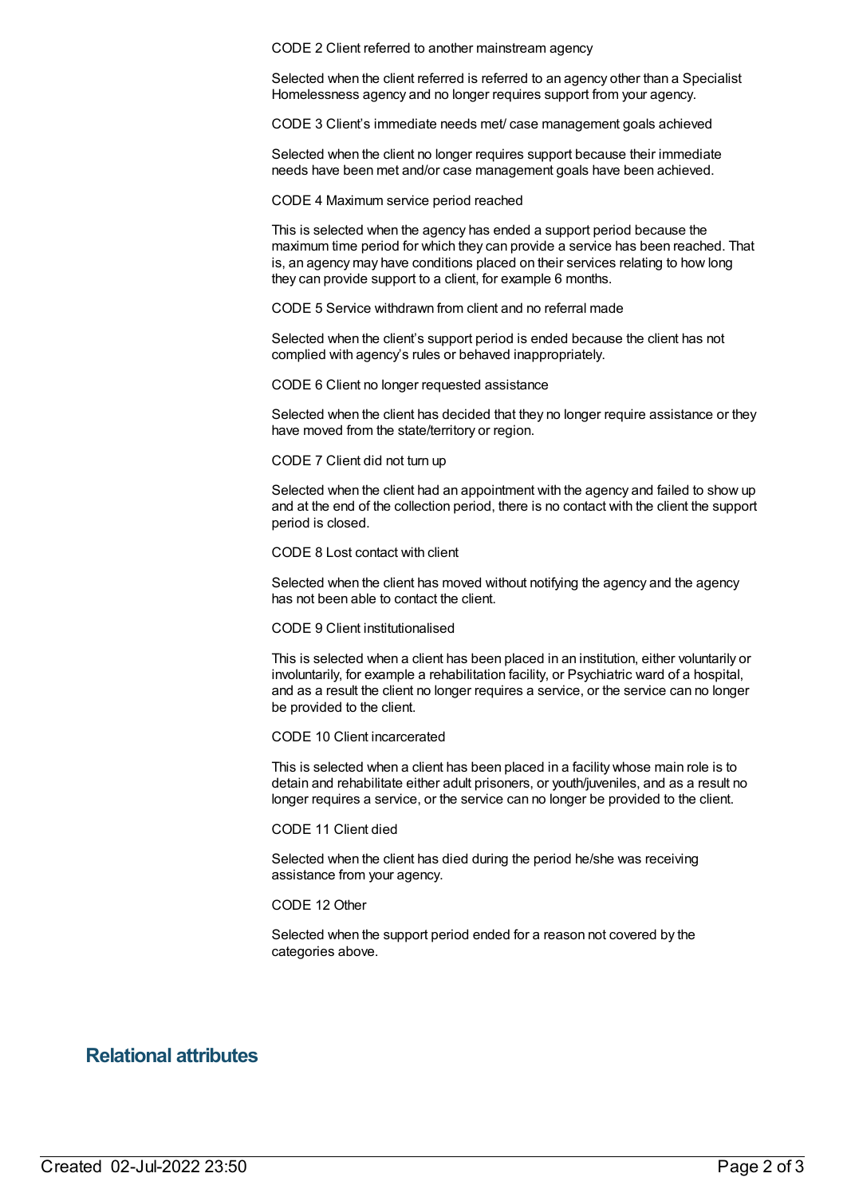CODE 2 Client referred to another mainstream agency

Selected when the client referred is referred to an agency other than a Specialist Homelessness agency and no longer requires support from your agency.

CODE 3 Client's immediate needs met/ case management goals achieved

Selected when the client no longer requires support because their immediate needs have been met and/or case management goals have been achieved.

CODE 4 Maximum service period reached

This is selected when the agency has ended a support period because the maximum time period for which they can provide a service has been reached. That is, an agency may have conditions placed on their services relating to how long they can provide support to a client, for example 6 months.

CODE 5 Service withdrawn from client and no referral made

Selected when the client's support period is ended because the client has not complied with agency's rules or behaved inappropriately.

CODE 6 Client no longer requested assistance

Selected when the client has decided that they no longer require assistance or they have moved from the state/territory or region.

CODE 7 Client did not turn up

Selected when the client had an appointment with the agency and failed to show up and at the end of the collection period, there is no contact with the client the support period is closed.

CODE 8 Lost contact with client

Selected when the client has moved without notifying the agency and the agency has not been able to contact the client.

CODE 9 Client institutionalised

This is selected when a client has been placed in an institution, either voluntarily or involuntarily, for example a rehabilitation facility, or Psychiatric ward of a hospital, and as a result the client no longer requires a service, or the service can no longer be provided to the client.

CODE 10 Client incarcerated

This is selected when a client has been placed in a facility whose main role is to detain and rehabilitate either adult prisoners, or youth/juveniles, and as a result no longer requires a service, or the service can no longer be provided to the client.

CODE 11 Client died

Selected when the client has died during the period he/she was receiving assistance from your agency.

CODE 12 Other

Selected when the support period ended for a reason not covered by the categories above.

## Relational attributes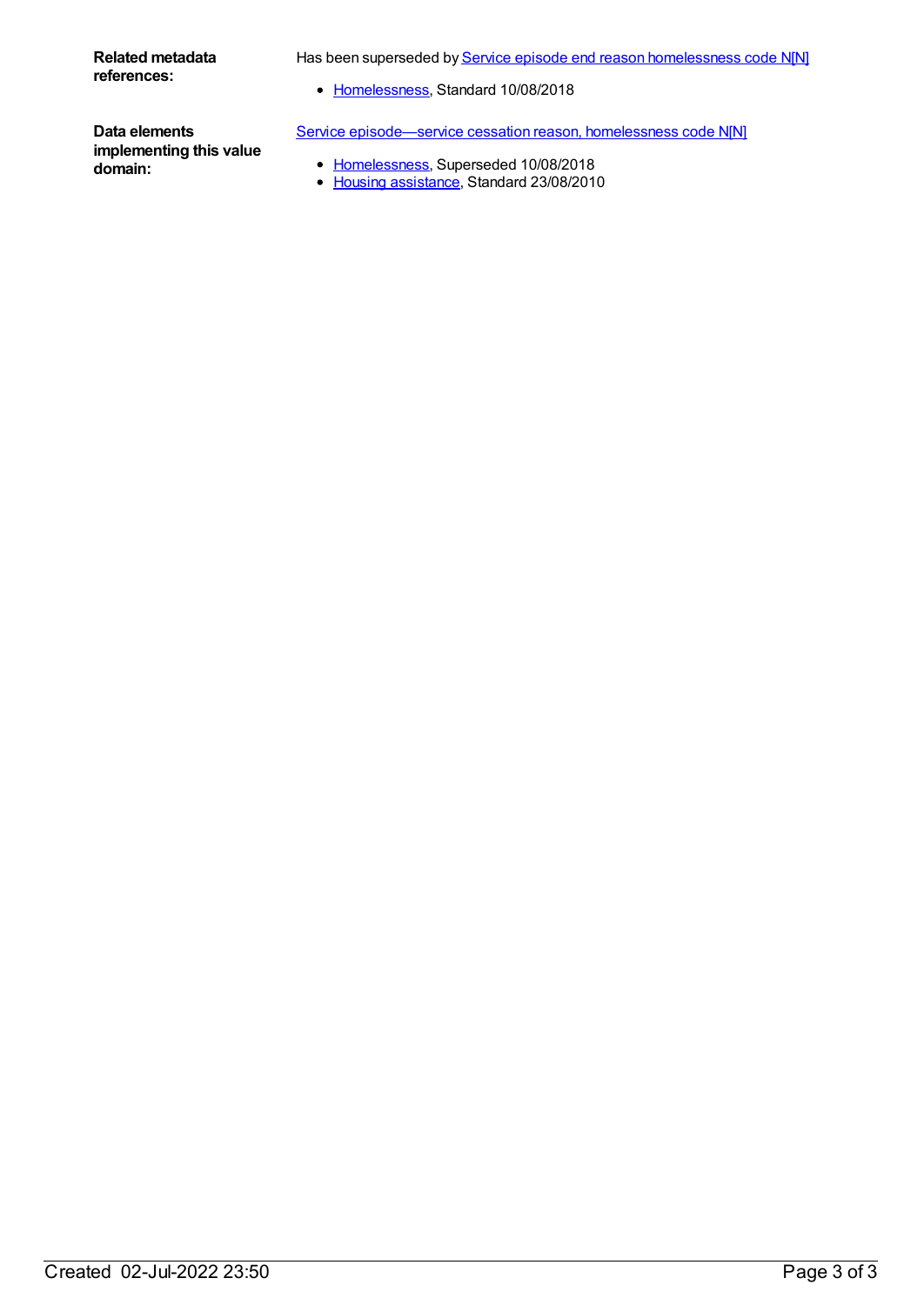**Related metadata references:**

Has been superseded by Service episode end reason homelessness code N[N]

- Homelessness, Standard 10/08/2018

**Data elements implementing this value domain:**

Service episode—service cessation reason, homelessness code N[N]

- Homelessness, Superseded 10/08/2018
- Housing assistance, Standard 23/08/2010